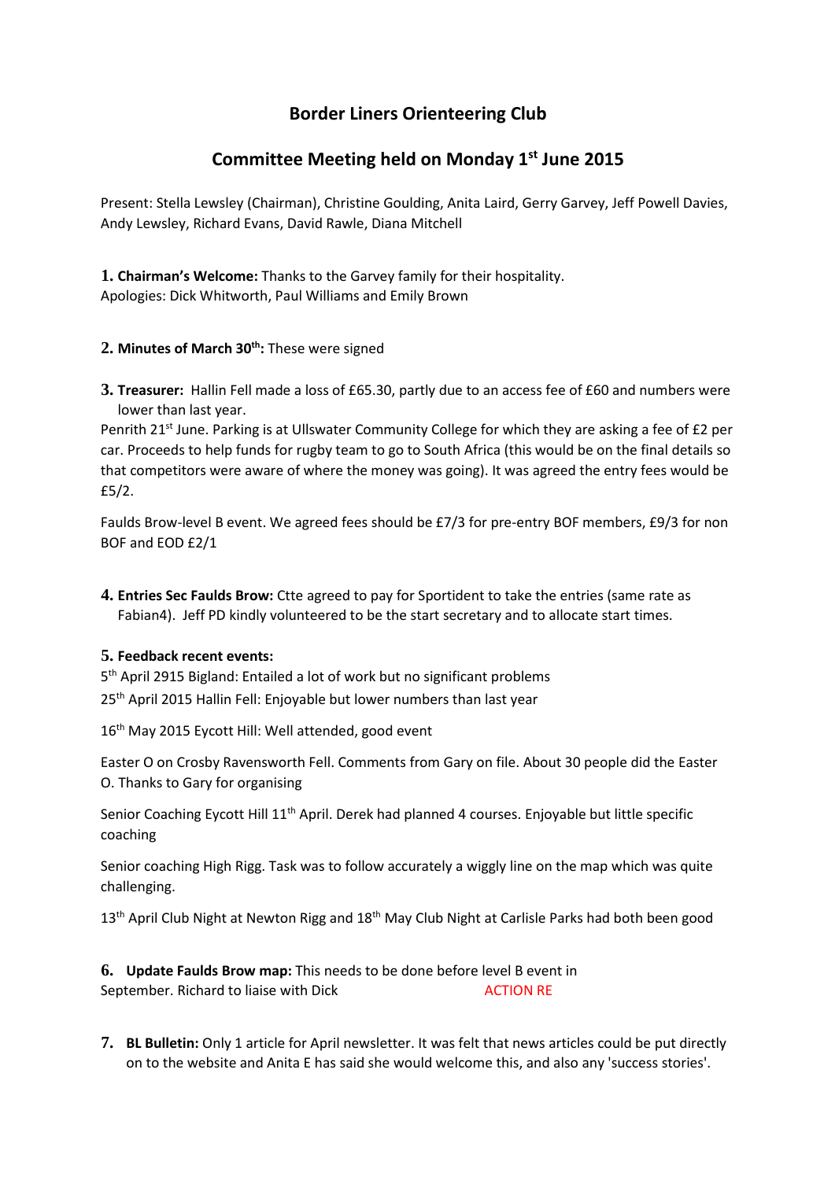# Border Liners Orienteering Club

## Committee Meeting held on Monday 1st June 2015

Present: Stella Lewsley (Chairman), Christine Goulding, Anita Laird, Gerry Garvey, Jeff Powell Davies, Andy Lewsley, Richard Evans, David Rawle, Diana Mitchell

**1. Chairman's Welcome:** Thanks to the Garvey family for their hospitality.
Apologies: Dick Whitworth, Paul Williams and Emily Brown

**2. Minutes of March 30th:** These were signed

**3. Treasurer:** Hallin Fell made a loss of £65.30, partly due to an access fee of £60 and numbers were lower than last year.

Penrith 21st June. Parking is at Ullswater Community College for which they are asking a fee of £2 per car. Proceeds to help funds for rugby team to go to South Africa (this would be on the final details so that competitors were aware of where the money was going). It was agreed the entry fees would be £5/2.

Faulds Brow-level B event. We agreed fees should be £7/3 for pre-entry BOF members, £9/3 for non BOF and EOD £2/1

**4. Entries Sec Faulds Brow:** Ctte agreed to pay for Sportident to take the entries (same rate as Fabian4). Jeff PD kindly volunteered to be the start secretary and to allocate start times.

**5. Feedback recent events:**

5th April 2915 Bigland: Entailed a lot of work but no significant problems

25th April 2015 Hallin Fell: Enjoyable but lower numbers than last year

16th May 2015 Eycott Hill: Well attended, good event

Easter O on Crosby Ravensworth Fell. Comments from Gary on file. About 30 people did the Easter O. Thanks to Gary for organising

Senior Coaching Eycott Hill 11th April. Derek had planned 4 courses. Enjoyable but little specific coaching

Senior coaching High Rigg. Task was to follow accurately a wiggly line on the map which was quite challenging.

13th April Club Night at Newton Rigg and 18th May Club Night at Carlisle Parks had both been good

**6. Update Faulds Brow map:** This needs to be done before level B event in September. Richard to liaise with Dick ACTION RE

**7. BL Bulletin:** Only 1 article for April newsletter. It was felt that news articles could be put directly on to the website and Anita E has said she would welcome this, and also any 'success stories'.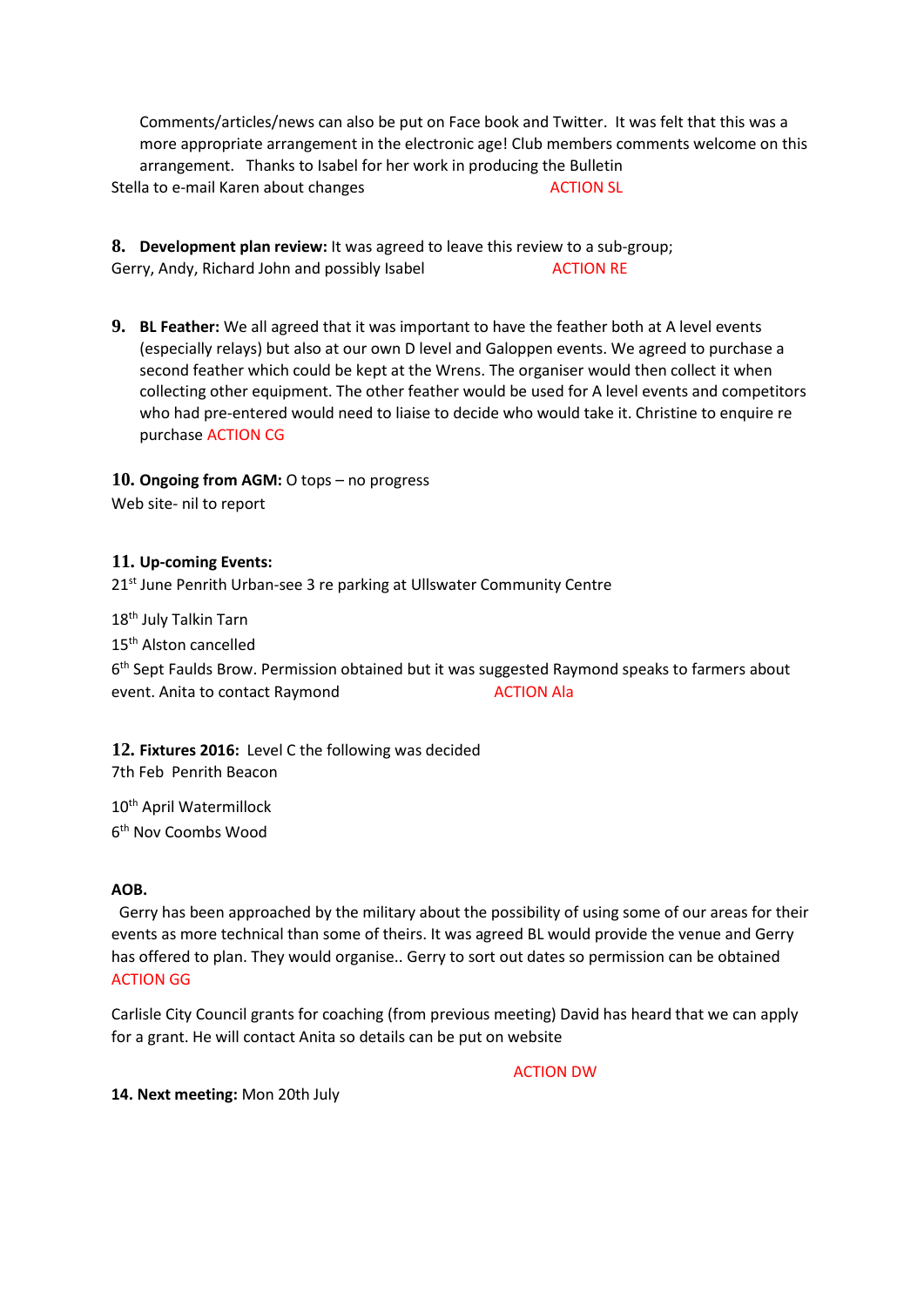Comments/articles/news can also be put on Face book and Twitter. It was felt that this was a more appropriate arrangement in the electronic age! Club members comments welcome on this arrangement. Thanks to Isabel for her work in producing the Bulletin

Stella to e-mail Karen about changes ACTION SL

**8. Development plan review:** It was agreed to leave this review to a sub-group; Gerry, Andy, Richard John and possibly Isabel ACTION RE

**9. BL Feather:** We all agreed that it was important to have the feather both at A level events (especially relays) but also at our own D level and Galoppen events. We agreed to purchase a second feather which could be kept at the Wrens. The organiser would then collect it when collecting other equipment. The other feather would be used for A level events and competitors who had pre-entered would need to liaise to decide who would take it. Christine to enquire re purchase ACTION CG

**10. Ongoing from AGM:** O tops – no progress

Web site- nil to report

**11. Up-coming Events:**

21st June Penrith Urban-see 3 re parking at Ullswater Community Centre

18th July Talkin Tarn

15th Alston cancelled

6th Sept Faulds Brow. Permission obtained but it was suggested Raymond speaks to farmers about event. Anita to contact Raymond ACTION Ala

**12. Fixtures 2016:** Level C the following was decided

7th Feb Penrith Beacon

10th April Watermillock

6th Nov Coombs Wood

**AOB.**

Gerry has been approached by the military about the possibility of using some of our areas for their events as more technical than some of theirs. It was agreed BL would provide the venue and Gerry has offered to plan. They would organise.. Gerry to sort out dates so permission can be obtained ACTION GG

Carlisle City Council grants for coaching (from previous meeting) David has heard that we can apply for a grant. He will contact Anita so details can be put on website

ACTION DW

**14. Next meeting:** Mon 20th July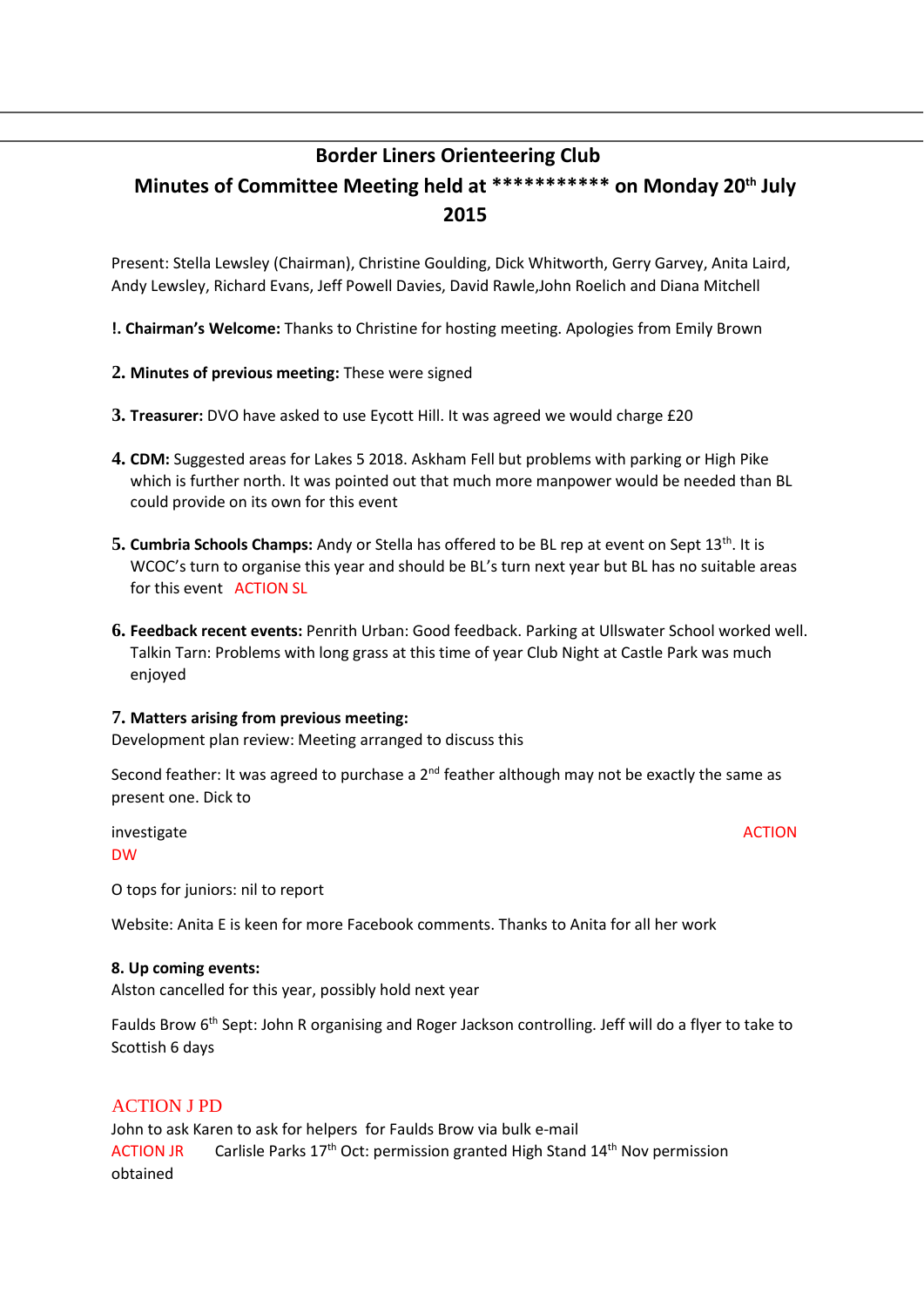# Border Liners Orienteering Club

## Minutes of Committee Meeting held at *********** on Monday 20th July 2015

Present: Stella Lewsley (Chairman), Christine Goulding, Dick Whitworth, Gerry Garvey, Anita Laird, Andy Lewsley, Richard Evans, Jeff Powell Davies, David Rawle,John Roelich and Diana Mitchell

**!. Chairman's Welcome:** Thanks to Christine for hosting meeting. Apologies from Emily Brown

**2. Minutes of previous meeting:** These were signed

**3. Treasurer:** DVO have asked to use Eycott Hill. It was agreed we would charge £20

**4. CDM:** Suggested areas for Lakes 5 2018. Askham Fell but problems with parking or High Pike which is further north. It was pointed out that much more manpower would be needed than BL could provide on its own for this event

**5. Cumbria Schools Champs:** Andy or Stella has offered to be BL rep at event on Sept 13th. It is WCOC's turn to organise this year and should be BL's turn next year but BL has no suitable areas for this event ACTION SL

**6. Feedback recent events:** Penrith Urban: Good feedback. Parking at Ullswater School worked well. Talkin Tarn: Problems with long grass at this time of year Club Night at Castle Park was much enjoyed

**7. Matters arising from previous meeting:**

Development plan review: Meeting arranged to discuss this

Second feather: It was agreed to purchase a 2nd feather although may not be exactly the same as present one. Dick to investigate ACTION DW

O tops for juniors: nil to report

Website: Anita E is keen for more Facebook comments. Thanks to Anita for all her work

**8. Up coming events:**

Alston cancelled for this year, possibly hold next year

Faulds Brow 6th Sept: John R organising and Roger Jackson controlling. Jeff will do a flyer to take to Scottish 6 days

ACTION J PD

John to ask Karen to ask for helpers for Faulds Brow via bulk e-mail
ACTION JR

Carlisle Parks 17th Oct: permission granted High Stand 14th Nov permission obtained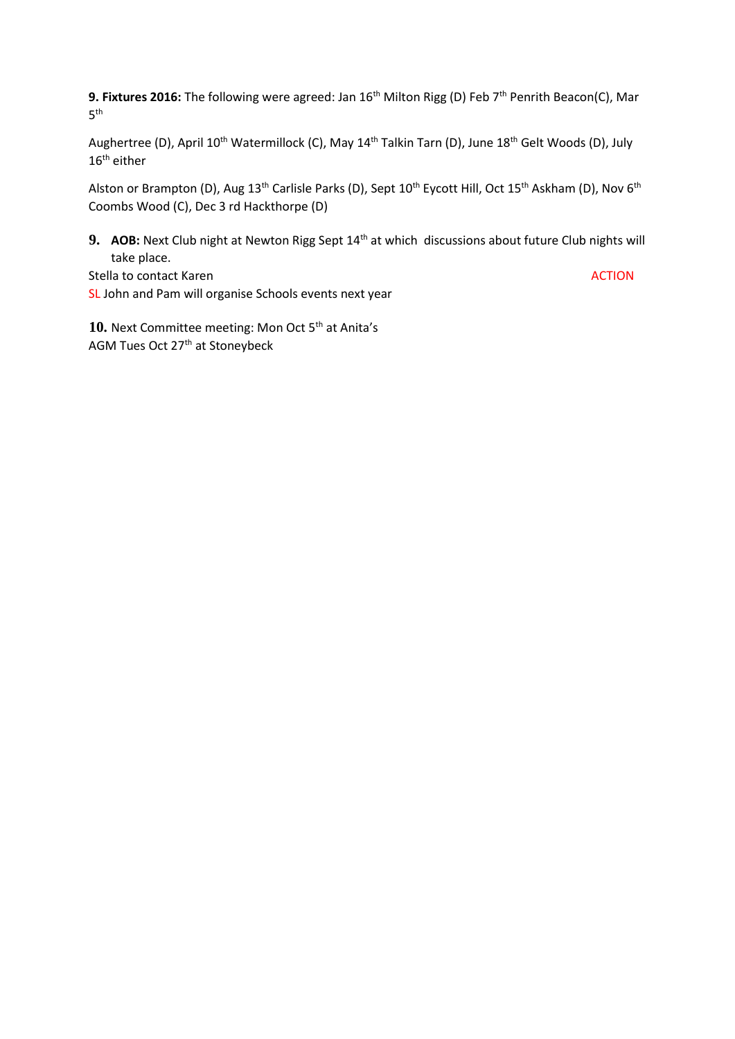**9. Fixtures 2016:** The following were agreed: Jan 16th Milton Rigg (D) Feb 7th Penrith Beacon(C), Mar 5th

Aughertree (D), April 10th Watermillock (C), May 14th Talkin Tarn (D), June 18th Gelt Woods (D), July 16th either

Alston or Brampton (D), Aug 13th Carlisle Parks (D), Sept 10th Eycott Hill, Oct 15th Askham (D), Nov 6th Coombs Wood (C), Dec 3 rd Hackthorpe (D)

**9. AOB:** Next Club night at Newton Rigg Sept 14th at which discussions about future Club nights will take place.

Stella to contact Karen ACTION

SL John and Pam will organise Schools events next year

**10.** Next Committee meeting: Mon Oct 5th at Anita's
AGM Tues Oct 27th at Stoneybeck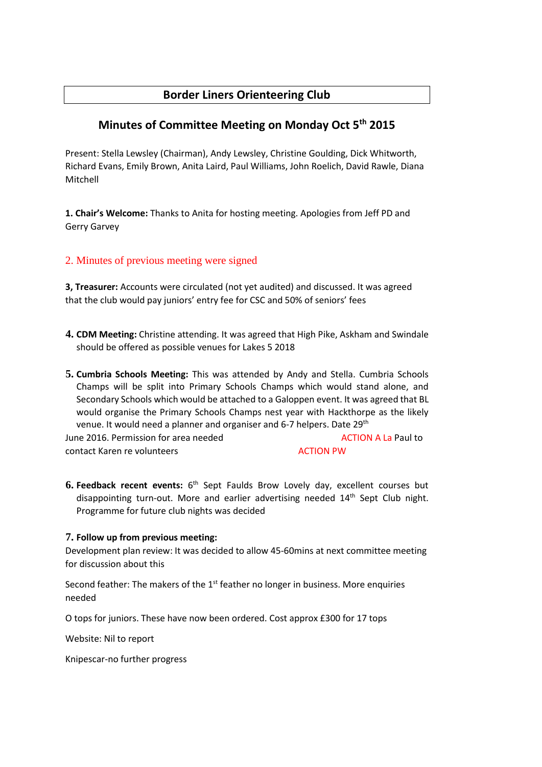# Border Liners Orienteering Club

## Minutes of Committee Meeting on Monday Oct 5th 2015

Present: Stella Lewsley (Chairman), Andy Lewsley, Christine Goulding, Dick Whitworth, Richard Evans, Emily Brown, Anita Laird, Paul Williams, John Roelich, David Rawle, Diana Mitchell

**1. Chair's Welcome:** Thanks to Anita for hosting meeting. Apologies from Jeff PD and Gerry Garvey

2. Minutes of previous meeting were signed

**3, Treasurer:** Accounts were circulated (not yet audited) and discussed. It was agreed that the club would pay juniors' entry fee for CSC and 50% of seniors' fees

**4. CDM Meeting:** Christine attending. It was agreed that High Pike, Askham and Swindale should be offered as possible venues for Lakes 5 2018

**5. Cumbria Schools Meeting:** This was attended by Andy and Stella. Cumbria Schools Champs will be split into Primary Schools Champs which would stand alone, and Secondary Schools which would be attached to a Galoppen event. It was agreed that BL would organise the Primary Schools Champs nest year with Hackthorpe as the likely venue. It would need a planner and organiser and 6-7 helpers. Date 29th June 2016. Permission for area needed ACTION A La Paul to contact Karen re volunteers ACTION PW

**6. Feedback recent events:** 6th Sept Faulds Brow Lovely day, excellent courses but disappointing turn-out. More and earlier advertising needed 14th Sept Club night. Programme for future club nights was decided

**7. Follow up from previous meeting:**

Development plan review: It was decided to allow 45-60mins at next committee meeting for discussion about this

Second feather: The makers of the 1st feather no longer in business. More enquiries needed

O tops for juniors. These have now been ordered. Cost approx £300 for 17 tops

Website: Nil to report

Knipescar-no further progress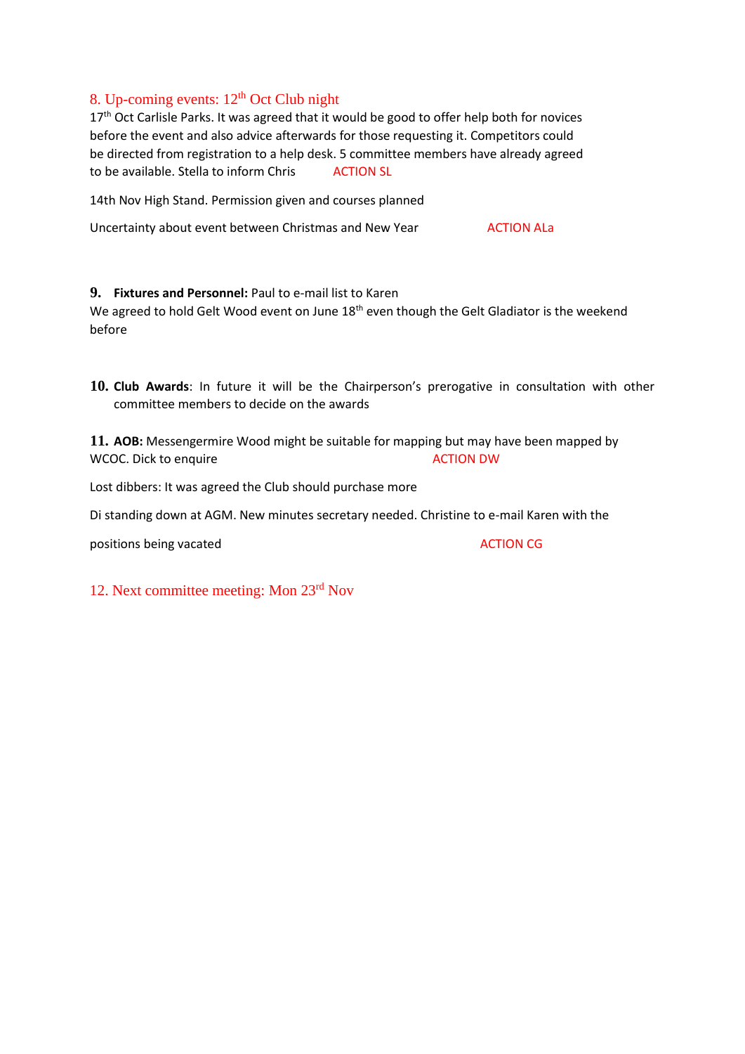8. Up-coming events: 12th Oct Club night

17th Oct Carlisle Parks. It was agreed that it would be good to offer help both for novices before the event and also advice afterwards for those requesting it. Competitors could be directed from registration to a help desk. 5 committee members have already agreed to be available. Stella to inform Chris ACTION SL

14th Nov High Stand. Permission given and courses planned

Uncertainty about event between Christmas and New Year ACTION ALa

**9. Fixtures and Personnel:** Paul to e-mail list to Karen

We agreed to hold Gelt Wood event on June 18th even though the Gelt Gladiator is the weekend before

**10. Club Awards**: In future it will be the Chairperson's prerogative in consultation with other committee members to decide on the awards

**11. AOB:** Messengermire Wood might be suitable for mapping but may have been mapped by WCOC. Dick to enquire ACTION DW

Lost dibbers: It was agreed the Club should purchase more

Di standing down at AGM. New minutes secretary needed. Christine to e-mail Karen with the positions being vacated ACTION CG

12. Next committee meeting: Mon 23rd Nov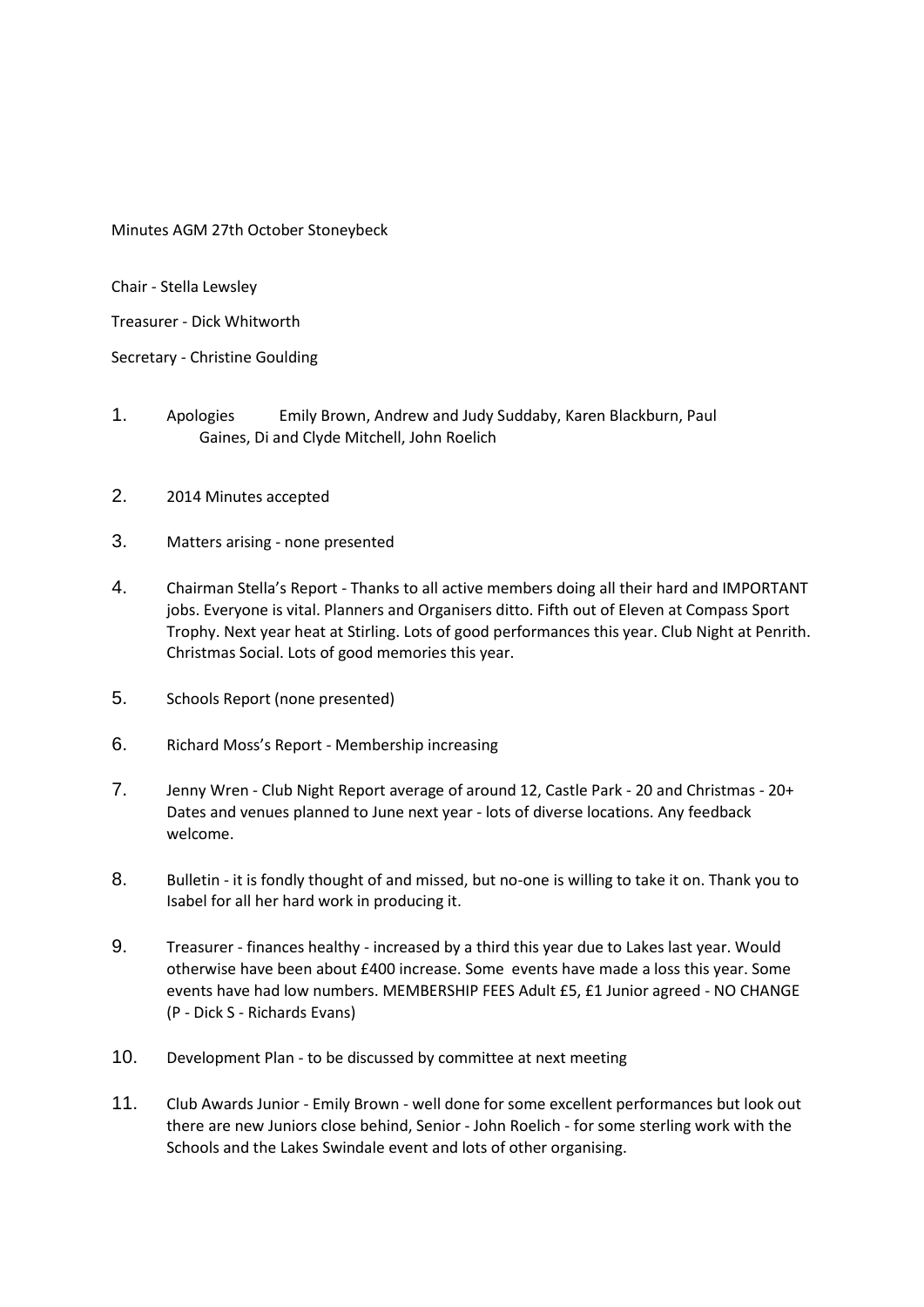Minutes AGM 27th October Stoneybeck

Chair - Stella Lewsley

Treasurer - Dick Whitworth

Secretary - Christine Goulding

1. Apologies Emily Brown, Andrew and Judy Suddaby, Karen Blackburn, Paul Gaines, Di and Clyde Mitchell, John Roelich

2. 2014 Minutes accepted

3. Matters arising - none presented

4. Chairman Stella's Report - Thanks to all active members doing all their hard and IMPORTANT jobs. Everyone is vital. Planners and Organisers ditto. Fifth out of Eleven at Compass Sport Trophy. Next year heat at Stirling. Lots of good performances this year. Club Night at Penrith. Christmas Social. Lots of good memories this year.

5. Schools Report (none presented)

6. Richard Moss's Report - Membership increasing

7. Jenny Wren - Club Night Report average of around 12, Castle Park - 20 and Christmas - 20+ Dates and venues planned to June next year - lots of diverse locations. Any feedback welcome.

8. Bulletin - it is fondly thought of and missed, but no-one is willing to take it on. Thank you to Isabel for all her hard work in producing it.

9. Treasurer - finances healthy - increased by a third this year due to Lakes last year. Would otherwise have been about £400 increase. Some events have made a loss this year. Some events have had low numbers. MEMBERSHIP FEES Adult £5, £1 Junior agreed - NO CHANGE (P - Dick S - Richards Evans)

10. Development Plan - to be discussed by committee at next meeting

11. Club Awards Junior - Emily Brown - well done for some excellent performances but look out there are new Juniors close behind, Senior - John Roelich - for some sterling work with the Schools and the Lakes Swindale event and lots of other organising.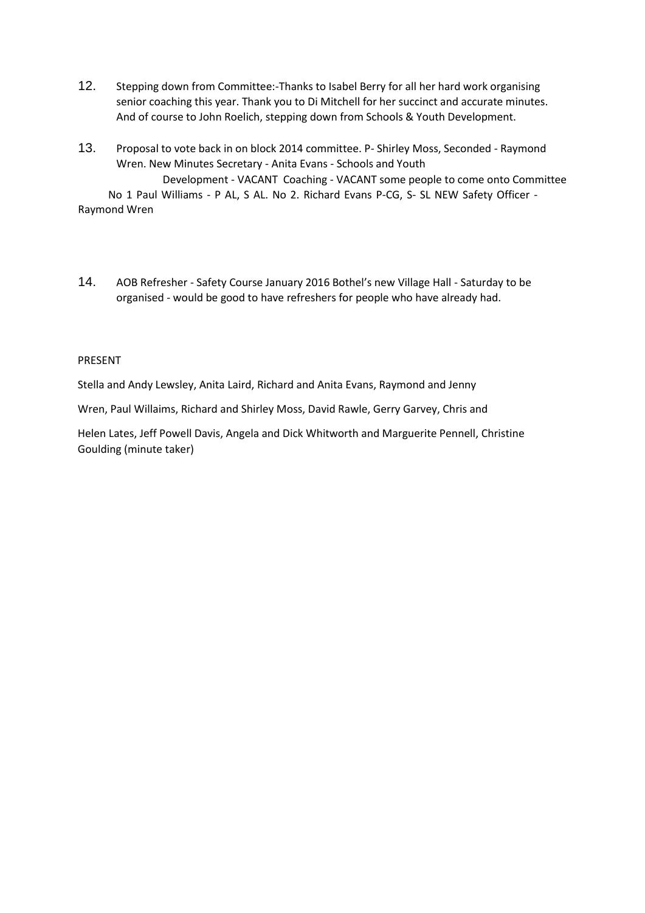12. Stepping down from Committee:-Thanks to Isabel Berry for all her hard work organising senior coaching this year. Thank you to Di Mitchell for her succinct and accurate minutes. And of course to John Roelich, stepping down from Schools & Youth Development.

13. Proposal to vote back in on block 2014 committee. P- Shirley Moss, Seconded - Raymond Wren. New Minutes Secretary - Anita Evans - Schools and Youth Development - VACANT Coaching - VACANT some people to come onto Committee No 1 Paul Williams - P AL, S AL. No 2. Richard Evans P-CG, S- SL NEW Safety Officer - Raymond Wren

14. AOB Refresher - Safety Course January 2016 Bothel's new Village Hall - Saturday to be organised - would be good to have refreshers for people who have already had.

PRESENT

Stella and Andy Lewsley, Anita Laird, Richard and Anita Evans, Raymond and Jenny Wren, Paul Willaims, Richard and Shirley Moss, David Rawle, Gerry Garvey, Chris and Helen Lates, Jeff Powell Davis, Angela and Dick Whitworth and Marguerite Pennell, Christine Goulding (minute taker)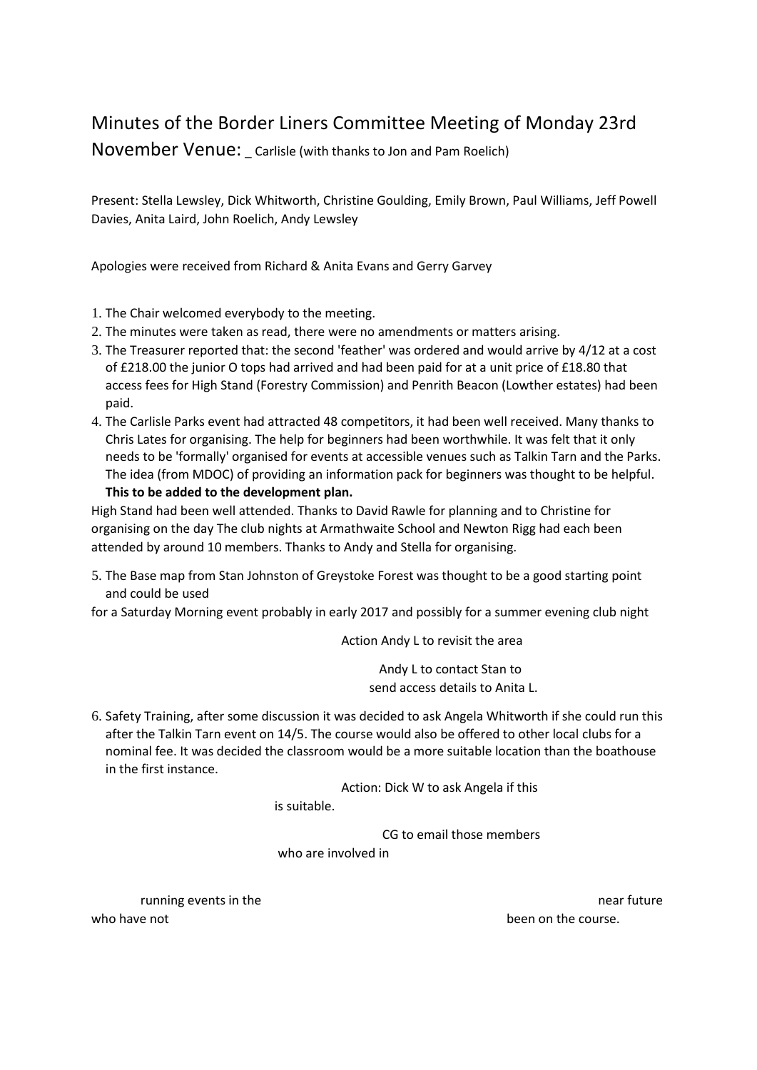# Minutes of the Border Liners Committee Meeting of Monday 23rd November Venue: _ Carlisle (with thanks to Jon and Pam Roelich)

Present: Stella Lewsley, Dick Whitworth, Christine Goulding, Emily Brown, Paul Williams, Jeff Powell Davies, Anita Laird, John Roelich, Andy Lewsley

Apologies were received from Richard & Anita Evans and Gerry Garvey

1. The Chair welcomed everybody to the meeting.
2. The minutes were taken as read, there were no amendments or matters arising.
3. The Treasurer reported that: the second 'feather' was ordered and would arrive by 4/12 at a cost of £218.00 the junior O tops had arrived and had been paid for at a unit price of £18.80 that access fees for High Stand (Forestry Commission) and Penrith Beacon (Lowther estates) had been paid.
4. The Carlisle Parks event had attracted 48 competitors, it had been well received. Many thanks to Chris Lates for organising. The help for beginners had been worthwhile. It was felt that it only needs to be 'formally' organised for events at accessible venues such as Talkin Tarn and the Parks. The idea (from MDOC) of providing an information pack for beginners was thought to be helpful. **This to be added to the development plan.**

High Stand had been well attended. Thanks to David Rawle for planning and to Christine for organising on the day The club nights at Armathwaite School and Newton Rigg had each been attended by around 10 members. Thanks to Andy and Stella for organising.

5. The Base map from Stan Johnston of Greystoke Forest was thought to be a good starting point and could be used

for a Saturday Morning event probably in early 2017 and possibly for a summer evening club night

Action Andy L to revisit the area

Andy L to contact Stan to send access details to Anita L.

6. Safety Training, after some discussion it was decided to ask Angela Whitworth if she could run this after the Talkin Tarn event on 14/5. The course would also be offered to other local clubs for a nominal fee. It was decided the classroom would be a more suitable location than the boathouse in the first instance.

Action: Dick W to ask Angela if this is suitable.

CG to email those members who are involved in running events in the near future who have not been on the course.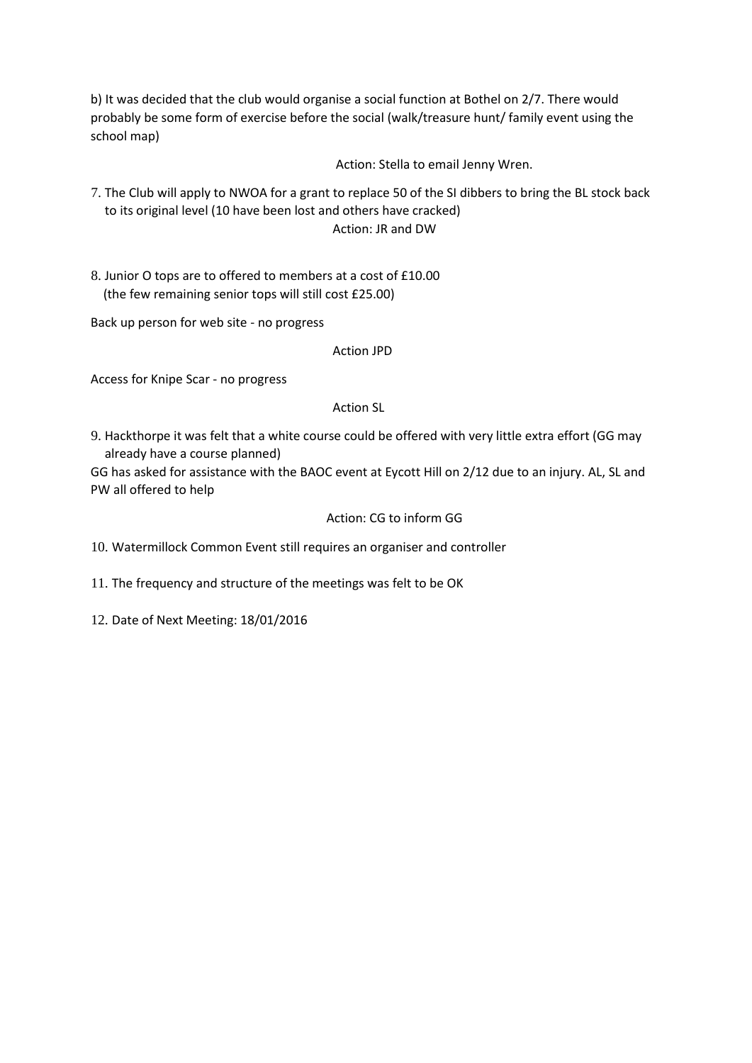b) It was decided that the club would organise a social function at Bothel on 2/7. There would probably be some form of exercise before the social (walk/treasure hunt/ family event using the school map)

Action: Stella to email Jenny Wren.

7. The Club will apply to NWOA for a grant to replace 50 of the SI dibbers to bring the BL stock back to its original level (10 have been lost and others have cracked)

   Action: JR and DW

8. Junior O tops are to offered to members at a cost of £10.00 (the few remaining senior tops will still cost £25.00)

Back up person for web site - no progress

Action JPD

Access for Knipe Scar - no progress

Action SL

9. Hackthorpe it was felt that a white course could be offered with very little extra effort (GG may already have a course planned)

GG has asked for assistance with the BAOC event at Eycott Hill on 2/12 due to an injury. AL, SL and PW all offered to help

Action: CG to inform GG

10. Watermillock Common Event still requires an organiser and controller

11. The frequency and structure of the meetings was felt to be OK

12. Date of Next Meeting: 18/01/2016